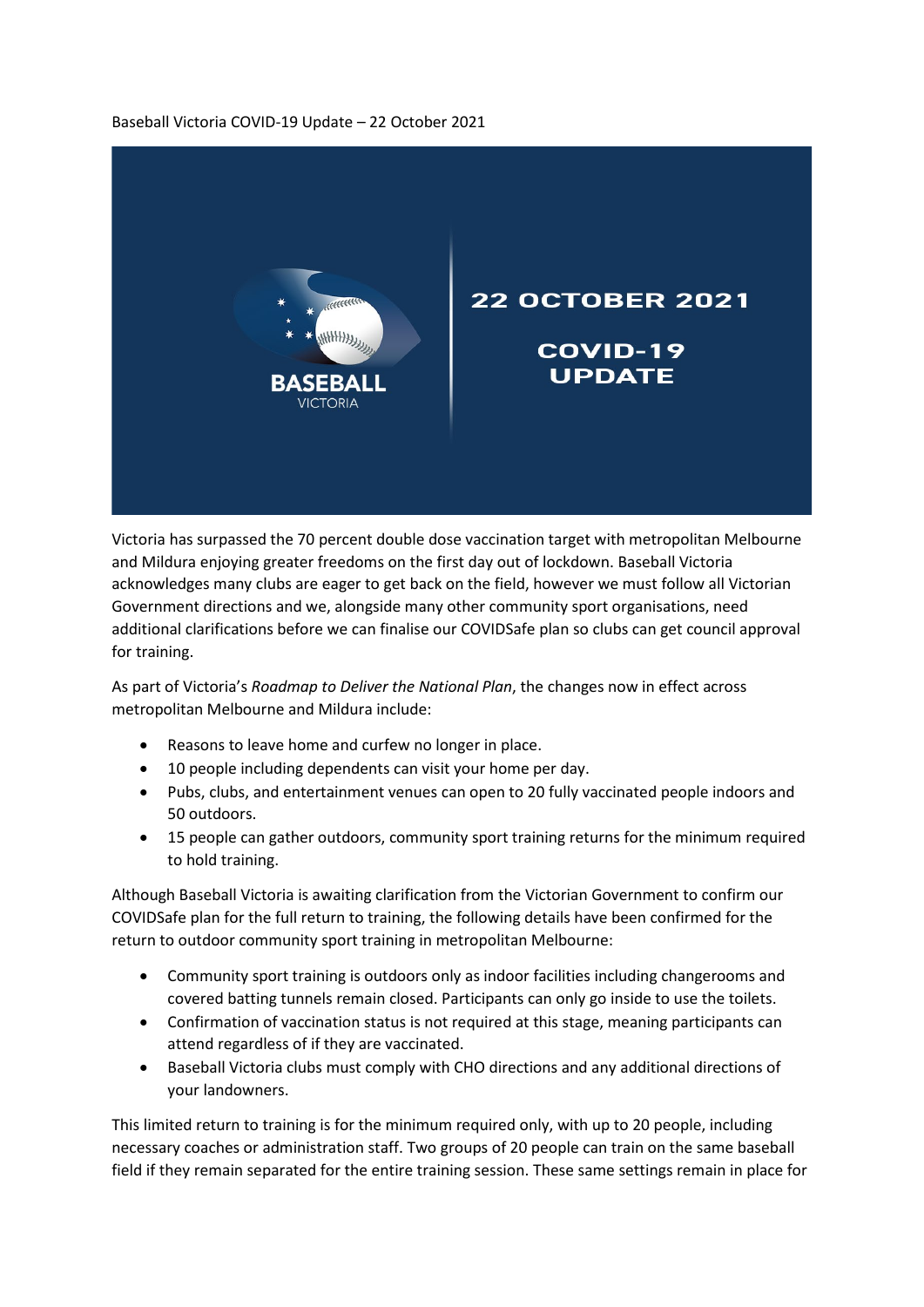Baseball Victoria COVID-19 Update – 22 October 2021

Victoria has surpassed the 70 percent double dose vaccination target with metropolitan Melbourne and Mildura enjoying greater freedoms on the first day out of lockdown. Baseball Victoria acknowledges many clubs are eager to get back on the field, however we must follow all Victorian Government directions and we, alongside many other community sport organisations, need additional clarifications before we can finalise our COVIDSafe plan so clubs can get council approval for training.

As part of Victoria's *Roadmap to Deliver the National Plan*, the changes now in effect across metropolitan Melbourne and Mildura include:

- Reasons to leave home and curfew no longer in place.
- 10 people including dependents can visit your home per day.
- Pubs, clubs, and entertainment venues can open to 20 fully vaccinated people indoors and 50 outdoors.
- 15 people can gather outdoors, community sport training returns for the minimum required to hold training.

Although Baseball Victoria is awaiting clarification from the Victorian Government to confirm our COVIDSafe plan for the full return to training, the following details have been confirmed for the return to outdoor community sport training in metropolitan Melbourne:

- Community sport training is outdoors only as indoor facilities including changerooms and covered batting tunnels remain closed. Participants can only go inside to use the toilets.
- Confirmation of vaccination status is not required at this stage, meaning participants can attend regardless of if they are vaccinated.
- Baseball Victoria clubs must comply with CHO directions and any additional directions of your landowners.

This limited return to training is for the minimum required only, with up to 20 people, including necessary coaches or administration staff. Two groups of 20 people can train on the same baseball field if they remain separated for the entire training session. These same settings remain in place for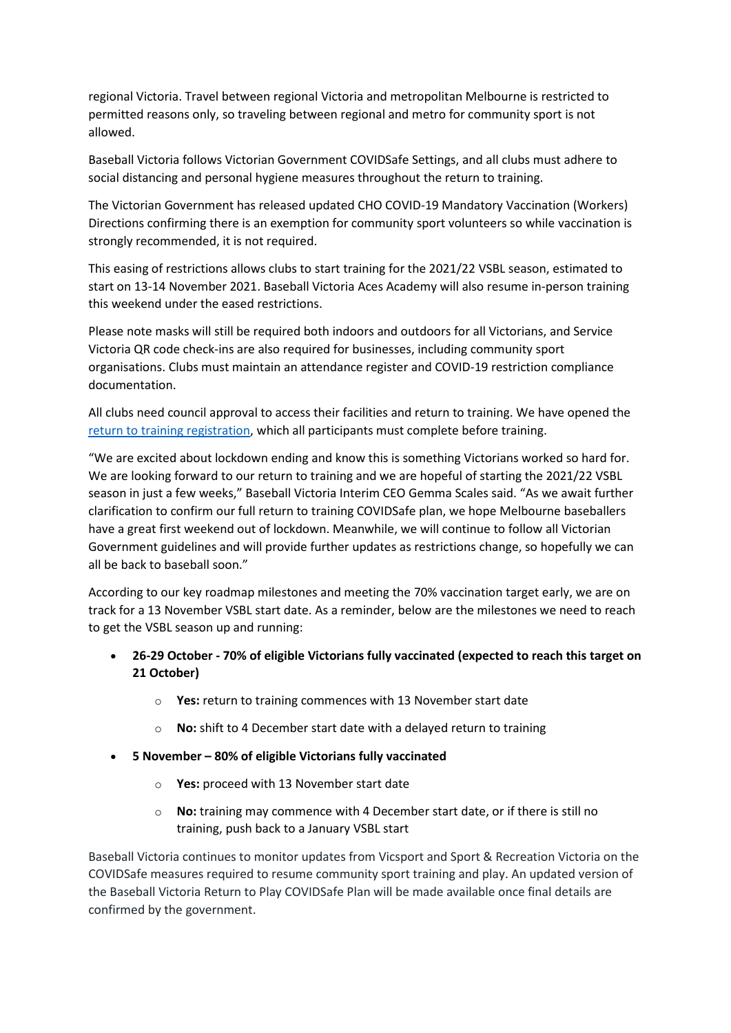regional Victoria. Travel between regional Victoria and metropolitan Melbourne is restricted to permitted reasons only, so traveling between regional and metro for community sport is not allowed.

Baseball Victoria follows Victorian Government COVIDSafe Settings, and all clubs must adhere to social distancing and personal hygiene measures throughout the return to training.

The Victorian Government has released updated CHO COVID-19 Mandatory Vaccination (Workers) Directions confirming there is an exemption for community sport volunteers so while vaccination is strongly recommended, it is not required.

This easing of restrictions allows clubs to start training for the 2021/22 VSBL season, estimated to start on 13-14 November 2021. Baseball Victoria Aces Academy will also resume in-person training this weekend under the eased restrictions.

Please note masks will still be required both indoors and outdoors for all Victorians, and Service Victoria QR code check-ins are also required for businesses, including community sport organisations. Clubs must maintain an attendance register and COVID-19 restriction compliance documentation.

All clubs need council approval to access their facilities and return to training. We have opened the return to training registration, which all participants must complete before training.

"We are excited about lockdown ending and know this is something Victorians worked so hard for. We are looking forward to our return to training and we are hopeful of starting the 2021/22 VSBL season in just a few weeks," Baseball Victoria Interim CEO Gemma Scales said. "As we await further clarification to confirm our full return to training COVIDSafe plan, we hope Melbourne baseballers have a great first weekend out of lockdown. Meanwhile, we will continue to follow all Victorian Government guidelines and will provide further updates as restrictions change, so hopefully we can all be back to baseball soon."

According to our key roadmap milestones and meeting the 70% vaccination target early, we are on track for a 13 November VSBL start date. As a reminder, below are the milestones we need to reach to get the VSBL season up and running:

- **26-29 October - 70% of eligible Victorians fully vaccinated (expected to reach this target on 21 October)**
  - **Yes:** return to training commences with 13 November start date
  - **No:** shift to 4 December start date with a delayed return to training
- **5 November – 80% of eligible Victorians fully vaccinated**
  - **Yes:** proceed with 13 November start date
  - **No:** training may commence with 4 December start date, or if there is still no training, push back to a January VSBL start

Baseball Victoria continues to monitor updates from Vicsport and Sport & Recreation Victoria on the COVIDSafe measures required to resume community sport training and play. An updated version of the Baseball Victoria Return to Play COVIDSafe Plan will be made available once final details are confirmed by the government.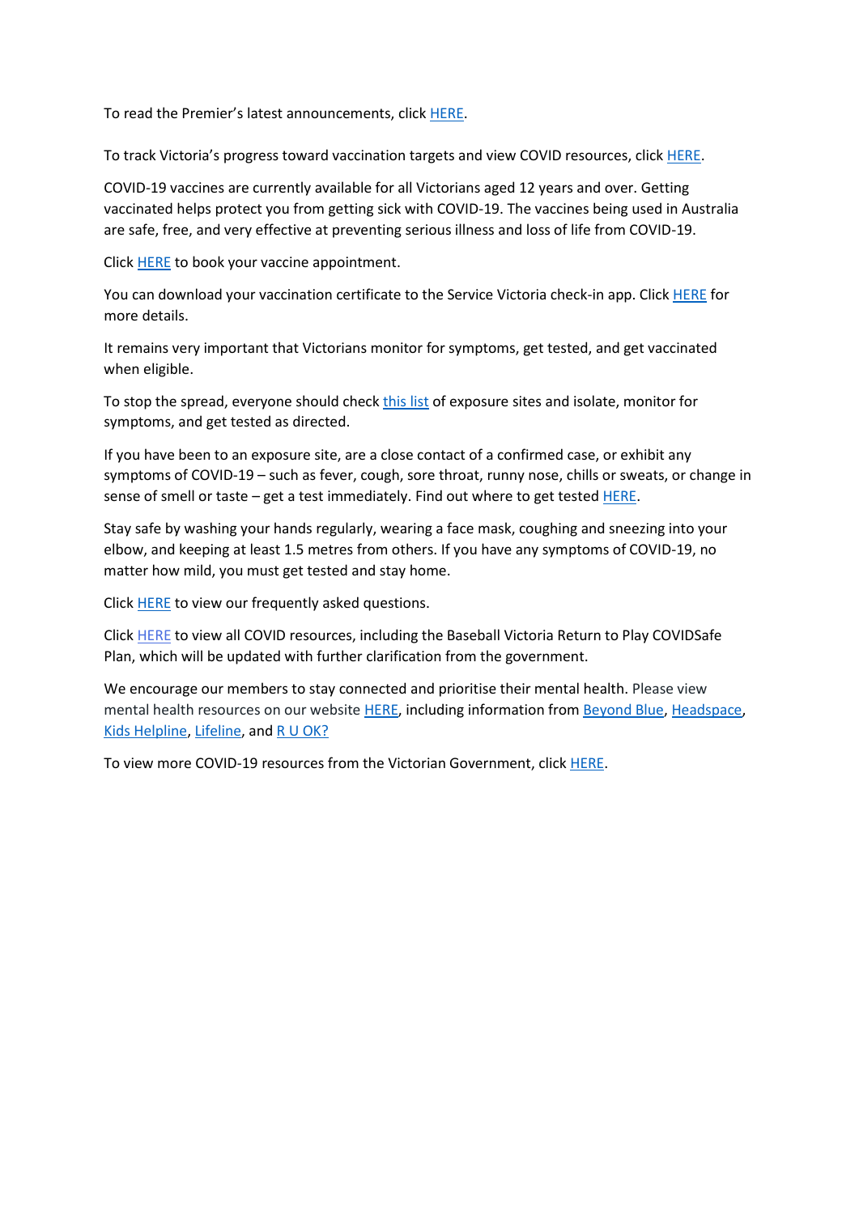To read the Premier's latest announcements, click HERE.

To track Victoria's progress toward vaccination targets and view COVID resources, click HERE.

COVID-19 vaccines are currently available for all Victorians aged 12 years and over. Getting vaccinated helps protect you from getting sick with COVID-19. The vaccines being used in Australia are safe, free, and very effective at preventing serious illness and loss of life from COVID-19.

Click HERE to book your vaccine appointment.

You can download your vaccination certificate to the Service Victoria check-in app. Click HERE for more details.

It remains very important that Victorians monitor for symptoms, get tested, and get vaccinated when eligible.

To stop the spread, everyone should check this list of exposure sites and isolate, monitor for symptoms, and get tested as directed.

If you have been to an exposure site, are a close contact of a confirmed case, or exhibit any symptoms of COVID-19 – such as fever, cough, sore throat, runny nose, chills or sweats, or change in sense of smell or taste – get a test immediately. Find out where to get tested HERE.

Stay safe by washing your hands regularly, wearing a face mask, coughing and sneezing into your elbow, and keeping at least 1.5 metres from others. If you have any symptoms of COVID-19, no matter how mild, you must get tested and stay home.

Click HERE to view our frequently asked questions.

Click HERE to view all COVID resources, including the Baseball Victoria Return to Play COVIDSafe Plan, which will be updated with further clarification from the government.

We encourage our members to stay connected and prioritise their mental health. Please view mental health resources on our website HERE, including information from Beyond Blue, Headspace, Kids Helpline, Lifeline, and R U OK?

To view more COVID-19 resources from the Victorian Government, click HERE.